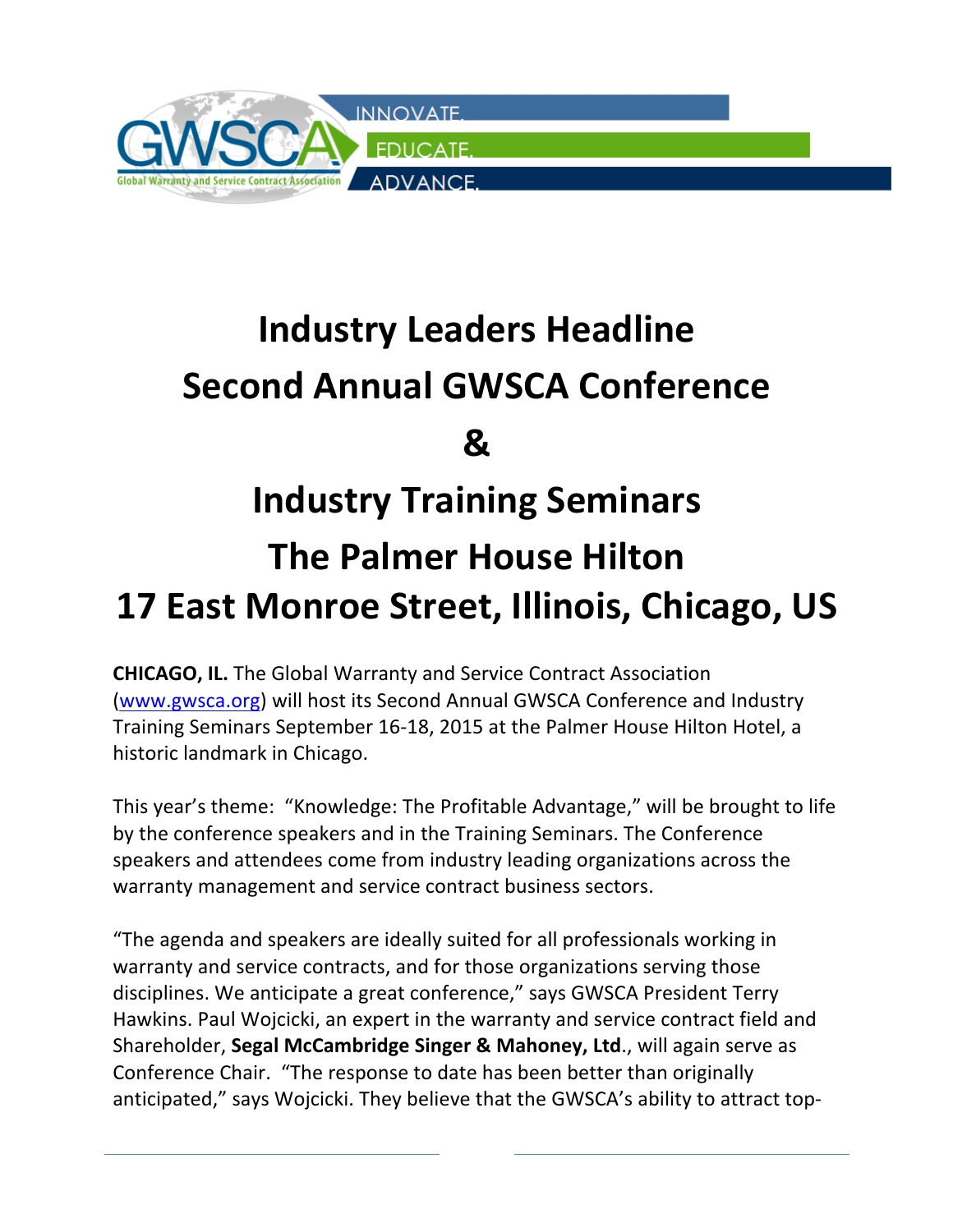GWSCA Global Warranty and Service Contract Association

INNOVATE.
EDUCATE.
ADVANCE.

# Industry Leaders Headline
# Second Annual GWSCA Conference
# &
# Industry Training Seminars
# The Palmer House Hilton
# 17 East Monroe Street, Illinois, Chicago, US

**CHICAGO, IL.** The Global Warranty and Service Contract Association (www.gwsca.org) will host its Second Annual GWSCA Conference and Industry Training Seminars September 16-18, 2015 at the Palmer House Hilton Hotel, a historic landmark in Chicago.

This year's theme: "Knowledge: The Profitable Advantage," will be brought to life by the conference speakers and in the Training Seminars. The Conference speakers and attendees come from industry leading organizations across the warranty management and service contract business sectors.

"The agenda and speakers are ideally suited for all professionals working in warranty and service contracts, and for those organizations serving those disciplines. We anticipate a great conference," says GWSCA President Terry Hawkins. Paul Wojcicki, an expert in the warranty and service contract field and Shareholder, **Segal McCambridge Singer & Mahoney, Ltd**., will again serve as Conference Chair. "The response to date has been better than originally anticipated," says Wojcicki. They believe that the GWSCA's ability to attract top-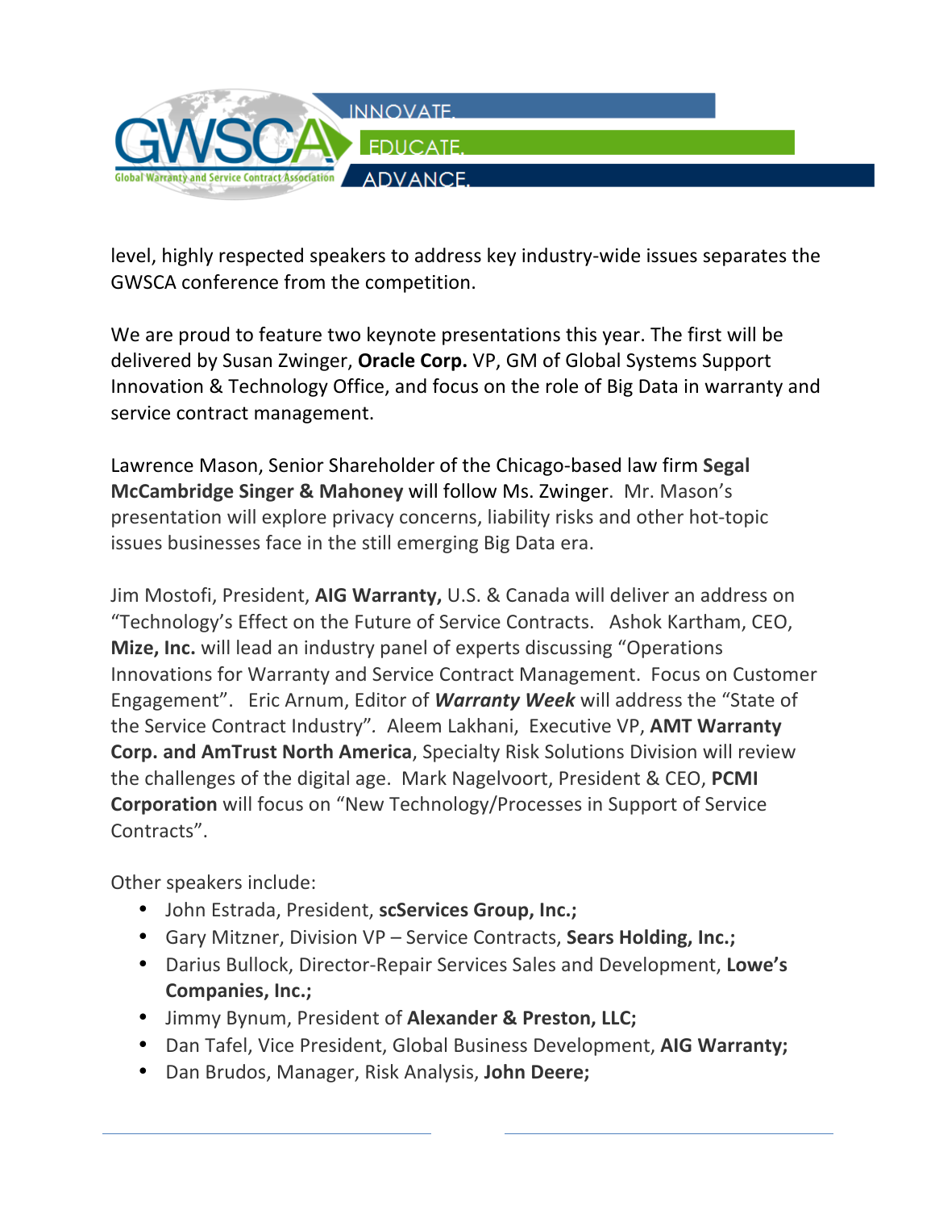level, highly respected speakers to address key industry-wide issues separates the GWSCA conference from the competition.

We are proud to feature two keynote presentations this year. The first will be delivered by Susan Zwinger, **Oracle Corp.** VP, GM of Global Systems Support Innovation & Technology Office, and focus on the role of Big Data in warranty and service contract management.

Lawrence Mason, Senior Shareholder of the Chicago-based law firm **Segal McCambridge Singer & Mahoney** will follow Ms. Zwinger. Mr. Mason's presentation will explore privacy concerns, liability risks and other hot-topic issues businesses face in the still emerging Big Data era.

Jim Mostofi, President, **AIG Warranty,** U.S. & Canada will deliver an address on "Technology's Effect on the Future of Service Contracts. Ashok Kartham, CEO, **Mize, Inc.** will lead an industry panel of experts discussing "Operations Innovations for Warranty and Service Contract Management. Focus on Customer Engagement". Eric Arnum, Editor of ***Warranty Week*** will address the "State of the Service Contract Industry"*.* Aleem Lakhani, Executive VP, **AMT Warranty Corp. and AmTrust North America**, Specialty Risk Solutions Division will review the challenges of the digital age. Mark Nagelvoort, President & CEO, **PCMI Corporation** will focus on "New Technology/Processes in Support of Service Contracts".

Other speakers include:

- John Estrada, President, **scServices Group, Inc.;**
- Gary Mitzner, Division VP – Service Contracts, **Sears Holding, Inc.;**
- Darius Bullock, Director-Repair Services Sales and Development, **Lowe's Companies, Inc.;**
- Jimmy Bynum, President of **Alexander & Preston, LLC;**
- Dan Tafel, Vice President, Global Business Development, **AIG Warranty;**
- Dan Brudos, Manager, Risk Analysis, **John Deere;**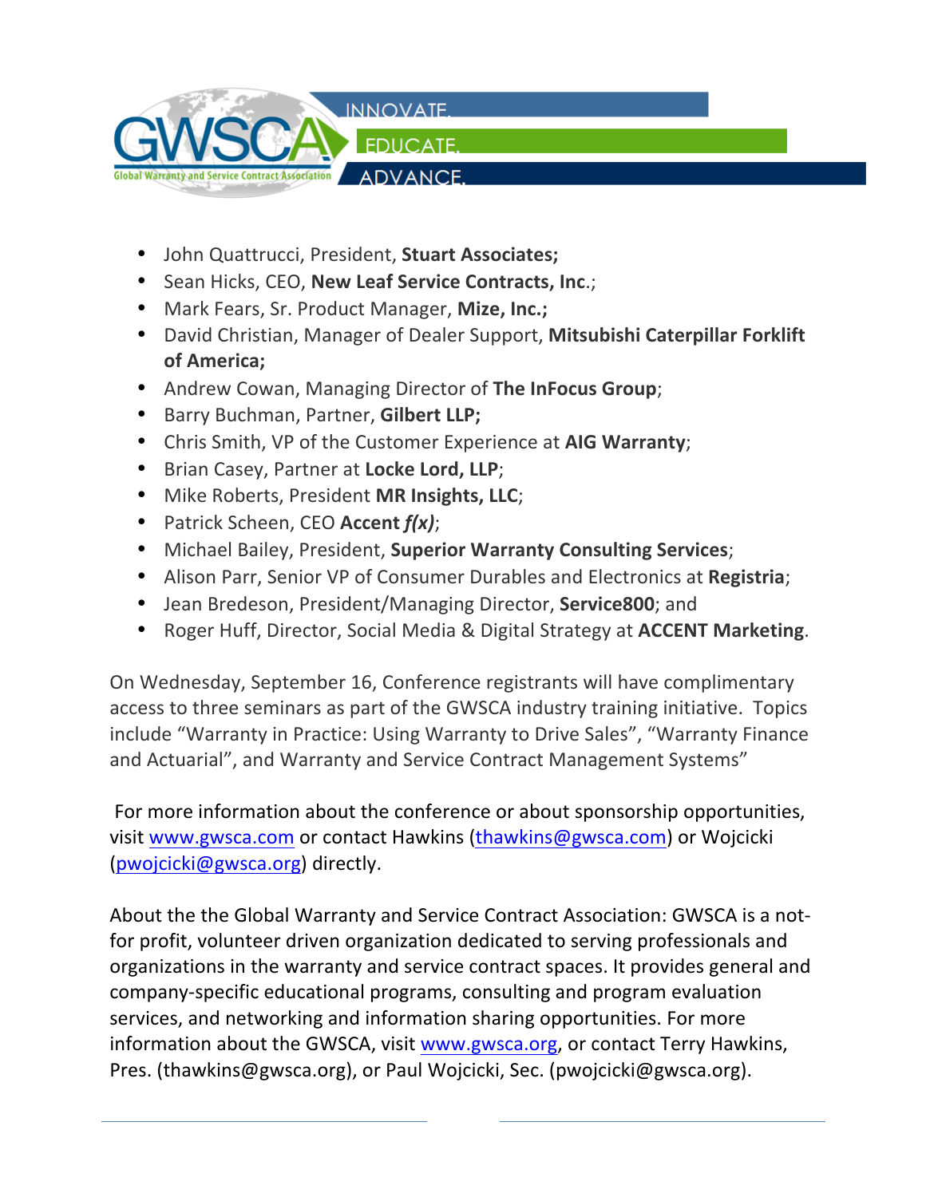GWSCA Global Warranty and Service Contract Association

INNOVATE.
EDUCATE.
ADVANCE.

- John Quattrucci, President, **Stuart Associates;**
- Sean Hicks, CEO, **New Leaf Service Contracts, Inc**.;
- Mark Fears, Sr. Product Manager, **Mize, Inc.;**
- David Christian, Manager of Dealer Support, **Mitsubishi Caterpillar Forklift of America;**
- Andrew Cowan, Managing Director of **The InFocus Group**;
- Barry Buchman, Partner, **Gilbert LLP;**
- Chris Smith, VP of the Customer Experience at **AIG Warranty**;
- Brian Casey, Partner at **Locke Lord, LLP**;
- Mike Roberts, President **MR Insights, LLC**;
- Patrick Scheen, CEO **Accent *f(x)***;
- Michael Bailey, President, **Superior Warranty Consulting Services**;
- Alison Parr, Senior VP of Consumer Durables and Electronics at **Registria**;
- Jean Bredeson, President/Managing Director, **Service800**; and
- Roger Huff, Director, Social Media & Digital Strategy at **ACCENT Marketing**.

On Wednesday, September 16, Conference registrants will have complimentary access to three seminars as part of the GWSCA industry training initiative. Topics include "Warranty in Practice: Using Warranty to Drive Sales", "Warranty Finance and Actuarial", and Warranty and Service Contract Management Systems"

For more information about the conference or about sponsorship opportunities, visit www.gwsca.com or contact Hawkins (thawkins@gwsca.com) or Wojcicki (pwojcicki@gwsca.org) directly.

About the the Global Warranty and Service Contract Association: GWSCA is a not-for profit, volunteer driven organization dedicated to serving professionals and organizations in the warranty and service contract spaces. It provides general and company-specific educational programs, consulting and program evaluation services, and networking and information sharing opportunities. For more information about the GWSCA, visit www.gwsca.org, or contact Terry Hawkins, Pres. (thawkins@gwsca.org), or Paul Wojcicki, Sec. (pwojcicki@gwsca.org).